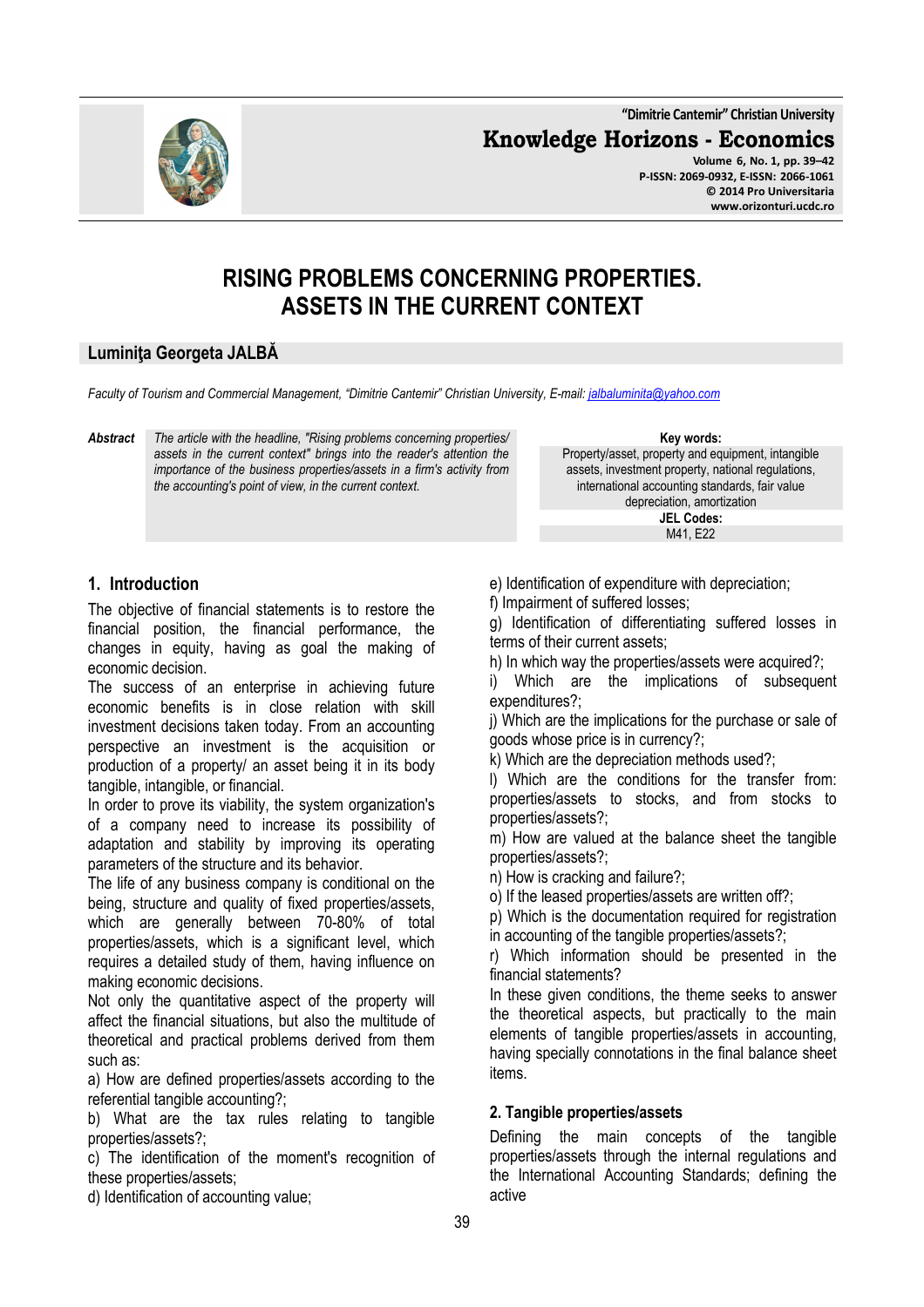# RISING PROBLEMS CONCERNING PROPERTIES. ASSETS IN THE CURRENT CONTEXT

**Luminiţa Georgeta JALBĂ**

*Faculty of Tourism and Commercial Management, "Dimitrie Cantemir" Christian University, E-mail: jalbaluminita@yahoo.com*

***Abstract*** *The article with the headline, "Rising problems concerning properties/ assets in the current context" brings into the reader's attention the importance of the business properties/assets in a firm's activity from the accounting's point of view, in the current context.*

**Key words:**
Property/asset, property and equipment, intangible assets, investment property, national regulations, international accounting standards, fair value depreciation, amortization

**JEL Codes:**
M41, E22

## 1. Introduction

The objective of financial statements is to restore the financial position, the financial performance, the changes in equity, having as goal the making of economic decision.

The success of an enterprise in achieving future economic benefits is in close relation with skill investment decisions taken today. From an accounting perspective an investment is the acquisition or production of a property/ an asset being it in its body tangible, intangible, or financial.

In order to prove its viability, the system organization's of a company need to increase its possibility of adaptation and stability by improving its operating parameters of the structure and its behavior.

The life of any business company is conditional on the being, structure and quality of fixed properties/assets, which are generally between 70-80% of total properties/assets, which is a significant level, which requires a detailed study of them, having influence on making economic decisions.

Not only the quantitative aspect of the property will affect the financial situations, but also the multitude of theoretical and practical problems derived from them such as:

a) How are defined properties/assets according to the referential tangible accounting?;
b) What are the tax rules relating to tangible properties/assets?;
c) The identification of the moment's recognition of these properties/assets;
d) Identification of accounting value;
e) Identification of expenditure with depreciation;
f) Impairment of suffered losses;
g) Identification of differentiating suffered losses in terms of their current assets;
h) In which way the properties/assets were acquired?;
i) Which are the implications of subsequent expenditures?;
j) Which are the implications for the purchase or sale of goods whose price is in currency?;
k) Which are the depreciation methods used?;
l) Which are the conditions for the transfer from: properties/assets to stocks, and from stocks to properties/assets?;
m) How are valued at the balance sheet the tangible properties/assets?;
n) How is cracking and failure?;
o) If the leased properties/assets are written off?;
p) Which is the documentation required for registration in accounting of the tangible properties/assets?;
r) Which information should be presented in the financial statements?

In these given conditions, the theme seeks to answer the theoretical aspects, but practically to the main elements of tangible properties/assets in accounting, having specially connotations in the final balance sheet items.

### 2. Tangible properties/assets

Defining the main concepts of the tangible properties/assets through the internal regulations and the International Accounting Standards; defining the active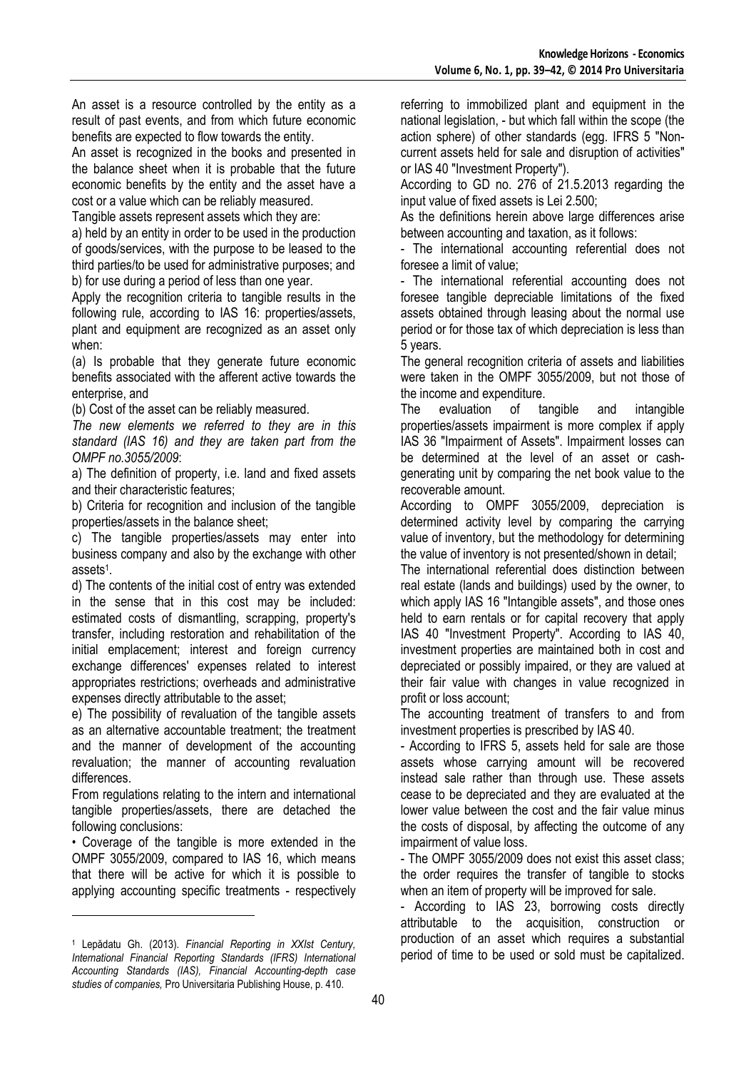An asset is a resource controlled by the entity as a result of past events, and from which future economic benefits are expected to flow towards the entity.

An asset is recognized in the books and presented in the balance sheet when it is probable that the future economic benefits by the entity and the asset have a cost or a value which can be reliably measured.

Tangible assets represent assets which they are:

a) held by an entity in order to be used in the production of goods/services, with the purpose to be leased to the third parties/to be used for administrative purposes; and

b) for use during a period of less than one year.

Apply the recognition criteria to tangible results in the following rule, according to IAS 16: properties/assets, plant and equipment are recognized as an asset only when:

(a) Is probable that they generate future economic benefits associated with the afferent active towards the enterprise, and

(b) Cost of the asset can be reliably measured.

*The new elements we referred to they are in this standard (IAS 16) and they are taken part from the OMPF no.3055/2009*:

a) The definition of property, i.e. land and fixed assets and their characteristic features;

b) Criteria for recognition and inclusion of the tangible properties/assets in the balance sheet;

c) The tangible properties/assets may enter into business company and also by the exchange with other assets[1].

d) The contents of the initial cost of entry was extended in the sense that in this cost may be included: estimated costs of dismantling, scrapping, property's transfer, including restoration and rehabilitation of the initial emplacement; interest and foreign currency exchange differences' expenses related to interest appropriates restrictions; overheads and administrative expenses directly attributable to the asset;

e) The possibility of revaluation of the tangible assets as an alternative accountable treatment; the treatment and the manner of development of the accounting revaluation; the manner of accounting revaluation differences.

From regulations relating to the intern and international tangible properties/assets, there are detached the following conclusions:

• Coverage of the tangible is more extended in the OMPF 3055/2009, compared to IAS 16, which means that there will be active for which it is possible to applying accounting specific treatments - respectively referring to immobilized plant and equipment in the national legislation, - but which fall within the scope (the action sphere) of other standards (egg. IFRS 5 "Non-current assets held for sale and disruption of activities" or IAS 40 "Investment Property").

According to GD no. 276 of 21.5.2013 regarding the input value of fixed assets is Lei 2.500;

As the definitions herein above large differences arise between accounting and taxation, as it follows:

- The international accounting referential does not foresee a limit of value;

- The international referential accounting does not foresee tangible depreciable limitations of the fixed assets obtained through leasing about the normal use period or for those tax of which depreciation is less than 5 years.

The general recognition criteria of assets and liabilities were taken in the OMPF 3055/2009, but not those of the income and expenditure.

The evaluation of tangible and intangible properties/assets impairment is more complex if apply IAS 36 "Impairment of Assets". Impairment losses can be determined at the level of an asset or cash-generating unit by comparing the net book value to the recoverable amount.

According to OMPF 3055/2009, depreciation is determined activity level by comparing the carrying value of inventory, but the methodology for determining the value of inventory is not presented/shown in detail;

The international referential does distinction between real estate (lands and buildings) used by the owner, to which apply IAS 16 "Intangible assets", and those ones held to earn rentals or for capital recovery that apply IAS 40 "Investment Property". According to IAS 40, investment properties are maintained both in cost and depreciated or possibly impaired, or they are valued at their fair value with changes in value recognized in profit or loss account;

The accounting treatment of transfers to and from investment properties is prescribed by IAS 40.

- According to IFRS 5, assets held for sale are those assets whose carrying amount will be recovered instead sale rather than through use. These assets cease to be depreciated and they are evaluated at the lower value between the cost and the fair value minus the costs of disposal, by affecting the outcome of any impairment of value loss.

- The OMPF 3055/2009 does not exist this asset class; the order requires the transfer of tangible to stocks when an item of property will be improved for sale.

- According to IAS 23, borrowing costs directly attributable to the acquisition, construction or production of an asset which requires a substantial period of time to be used or sold must be capitalized.

---

[1] Lepădatu Gh. (2013). *Financial Reporting in XXIst Century, International Financial Reporting Standards (IFRS) International Accounting Standards (IAS), Financial Accounting-depth case studies of companies,* Pro Universitaria Publishing House, p. 410.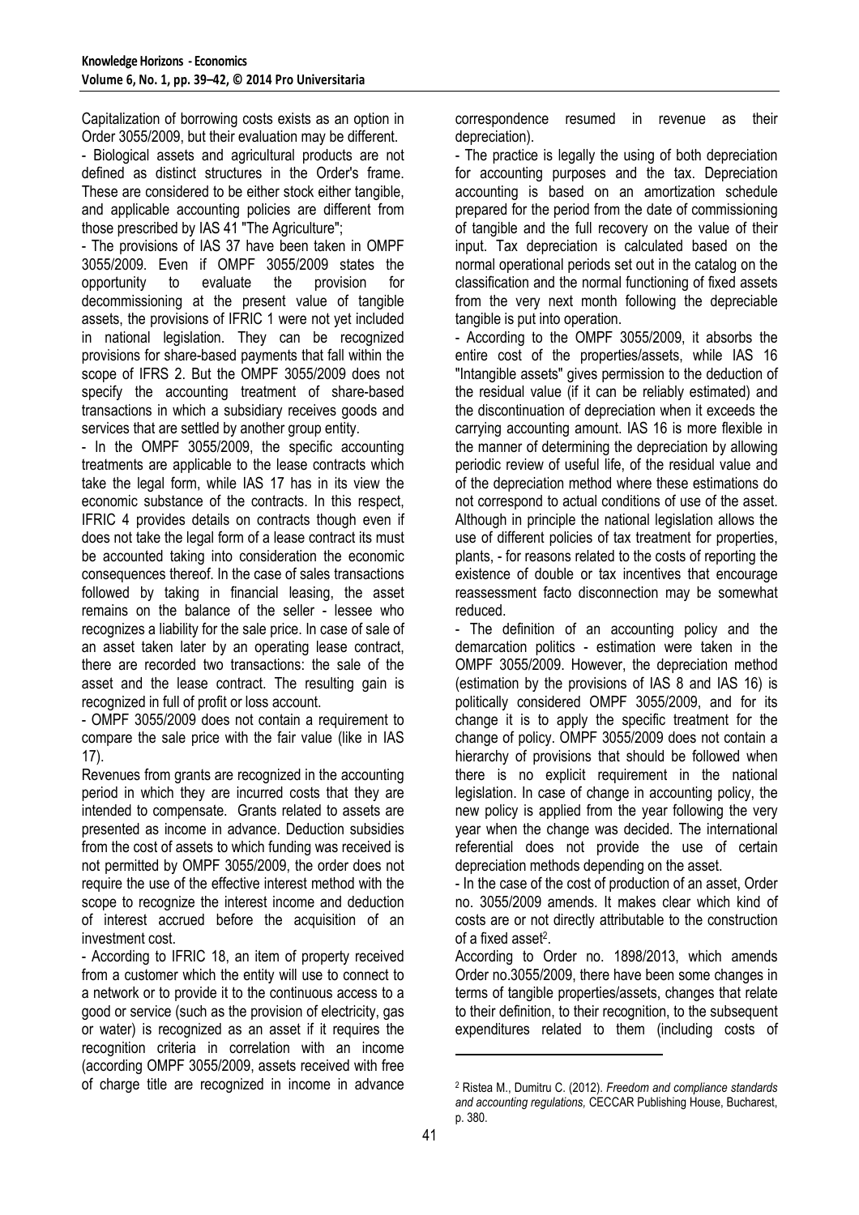Capitalization of borrowing costs exists as an option in Order 3055/2009, but their evaluation may be different.

- Biological assets and agricultural products are not defined as distinct structures in the Order's frame. These are considered to be either stock either tangible, and applicable accounting policies are different from those prescribed by IAS 41 "The Agriculture";

- The provisions of IAS 37 have been taken in OMPF 3055/2009. Even if OMPF 3055/2009 states the opportunity to evaluate the provision for decommissioning at the present value of tangible assets, the provisions of IFRIC 1 were not yet included in national legislation. They can be recognized provisions for share-based payments that fall within the scope of IFRS 2. But the OMPF 3055/2009 does not specify the accounting treatment of share-based transactions in which a subsidiary receives goods and services that are settled by another group entity.

- In the OMPF 3055/2009, the specific accounting treatments are applicable to the lease contracts which take the legal form, while IAS 17 has in its view the economic substance of the contracts. In this respect, IFRIC 4 provides details on contracts though even if does not take the legal form of a lease contract its must be accounted taking into consideration the economic consequences thereof. In the case of sales transactions followed by taking in financial leasing, the asset remains on the balance of the seller - lessee who recognizes a liability for the sale price. In case of sale of an asset taken later by an operating lease contract, there are recorded two transactions: the sale of the asset and the lease contract. The resulting gain is recognized in full of profit or loss account.

- OMPF 3055/2009 does not contain a requirement to compare the sale price with the fair value (like in IAS 17).

Revenues from grants are recognized in the accounting period in which they are incurred costs that they are intended to compensate. Grants related to assets are presented as income in advance. Deduction subsidies from the cost of assets to which funding was received is not permitted by OMPF 3055/2009, the order does not require the use of the effective interest method with the scope to recognize the interest income and deduction of interest accrued before the acquisition of an investment cost.

- According to IFRIC 18, an item of property received from a customer which the entity will use to connect to a network or to provide it to the continuous access to a good or service (such as the provision of electricity, gas or water) is recognized as an asset if it requires the recognition criteria in correlation with an income (according OMPF 3055/2009, assets received with free of charge title are recognized in income in advance correspondence resumed in revenue as their depreciation).

- The practice is legally the using of both depreciation for accounting purposes and the tax. Depreciation accounting is based on an amortization schedule prepared for the period from the date of commissioning of tangible and the full recovery on the value of their input. Tax depreciation is calculated based on the normal operational periods set out in the catalog on the classification and the normal functioning of fixed assets from the very next month following the depreciable tangible is put into operation.

- According to the OMPF 3055/2009, it absorbs the entire cost of the properties/assets, while IAS 16 "Intangible assets" gives permission to the deduction of the residual value (if it can be reliably estimated) and the discontinuation of depreciation when it exceeds the carrying accounting amount. IAS 16 is more flexible in the manner of determining the depreciation by allowing periodic review of useful life, of the residual value and of the depreciation method where these estimations do not correspond to actual conditions of use of the asset. Although in principle the national legislation allows the use of different policies of tax treatment for properties, plants, - for reasons related to the costs of reporting the existence of double or tax incentives that encourage reassessment facto disconnection may be somewhat reduced.

- The definition of an accounting policy and the demarcation politics - estimation were taken in the OMPF 3055/2009. However, the depreciation method (estimation by the provisions of IAS 8 and IAS 16) is politically considered OMPF 3055/2009, and for its change it is to apply the specific treatment for the change of policy. OMPF 3055/2009 does not contain a hierarchy of provisions that should be followed when there is no explicit requirement in the national legislation. In case of change in accounting policy, the new policy is applied from the year following the very year when the change was decided. The international referential does not provide the use of certain depreciation methods depending on the asset.

- In the case of the cost of production of an asset, Order no. 3055/2009 amends. It makes clear which kind of costs are or not directly attributable to the construction of a fixed asset[2].

According to Order no. 1898/2013, which amends Order no.3055/2009, there have been some changes in terms of tangible properties/assets, changes that relate to their definition, to their recognition, to the subsequent expenditures related to them (including costs of

---

[2] Ristea M., Dumitru C. (2012). *Freedom and compliance standards and accounting regulations,* CECCAR Publishing House, Bucharest, p. 380.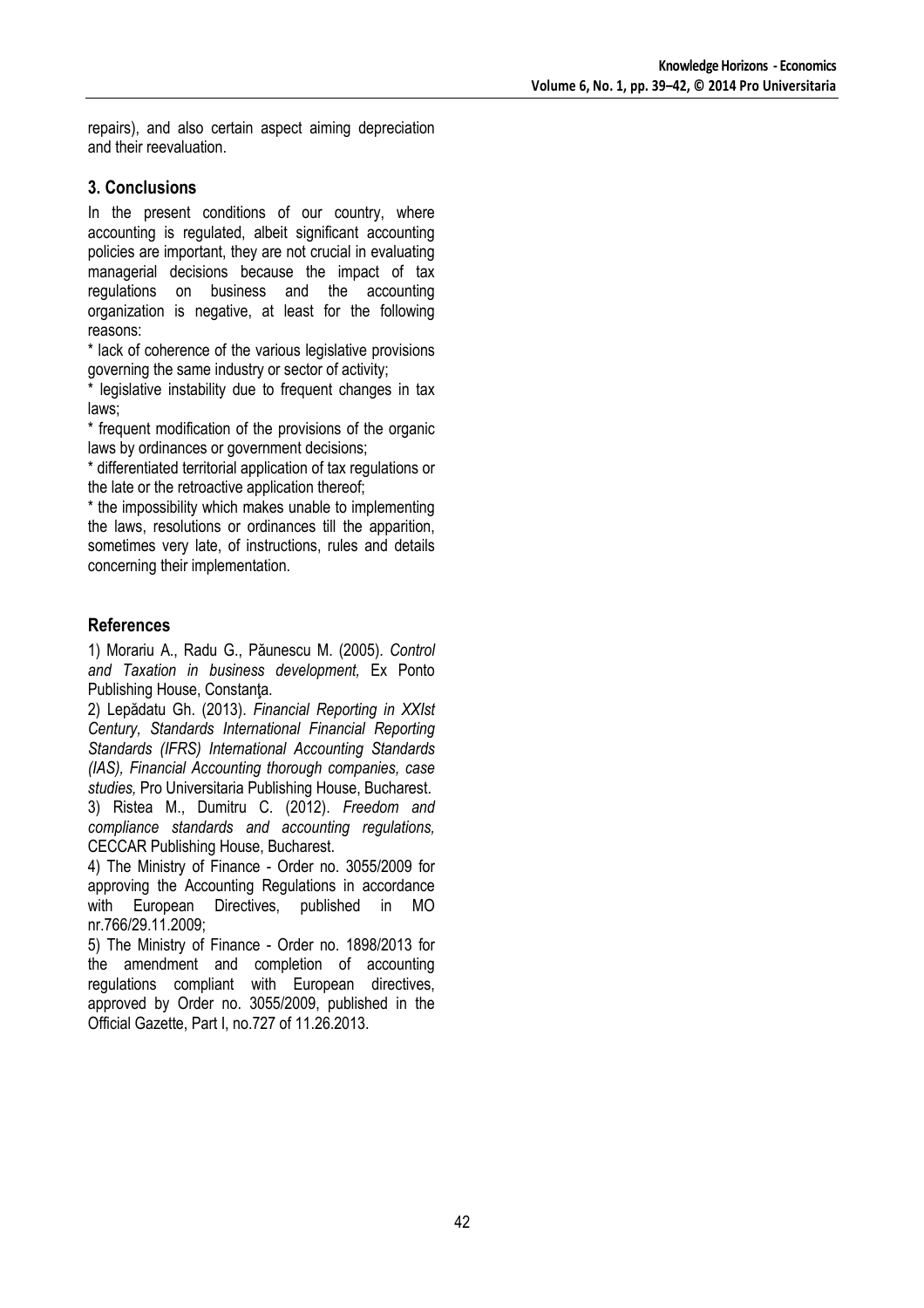repairs), and also certain aspect aiming depreciation and their reevaluation.

## 3. Conclusions

In the present conditions of our country, where accounting is regulated, albeit significant accounting policies are important, they are not crucial in evaluating managerial decisions because the impact of tax regulations on business and the accounting organization is negative, at least for the following reasons:

* lack of coherence of the various legislative provisions governing the same industry or sector of activity;

* legislative instability due to frequent changes in tax laws;

* frequent modification of the provisions of the organic laws by ordinances or government decisions;

* differentiated territorial application of tax regulations or the late or the retroactive application thereof;

* the impossibility which makes unable to implementing the laws, resolutions or ordinances till the apparition, sometimes very late, of instructions, rules and details concerning their implementation.

## References

1) Morariu A., Radu G., Păunescu M. (2005). *Control and Taxation in business development,* Ex Ponto Publishing House, Constanţa.

2) Lepădatu Gh. (2013). *Financial Reporting in XXIst Century, Standards International Financial Reporting Standards (IFRS) International Accounting Standards (IAS), Financial Accounting thorough companies, case studies,* Pro Universitaria Publishing House, Bucharest.

3) Ristea M., Dumitru C. (2012). *Freedom and compliance standards and accounting regulations,* CECCAR Publishing House, Bucharest.

4) The Ministry of Finance - Order no. 3055/2009 for approving the Accounting Regulations in accordance with European Directives, published in MO nr.766/29.11.2009;

5) The Ministry of Finance - Order no. 1898/2013 for the amendment and completion of accounting regulations compliant with European directives, approved by Order no. 3055/2009, published in the Official Gazette, Part I, no.727 of 11.26.2013.